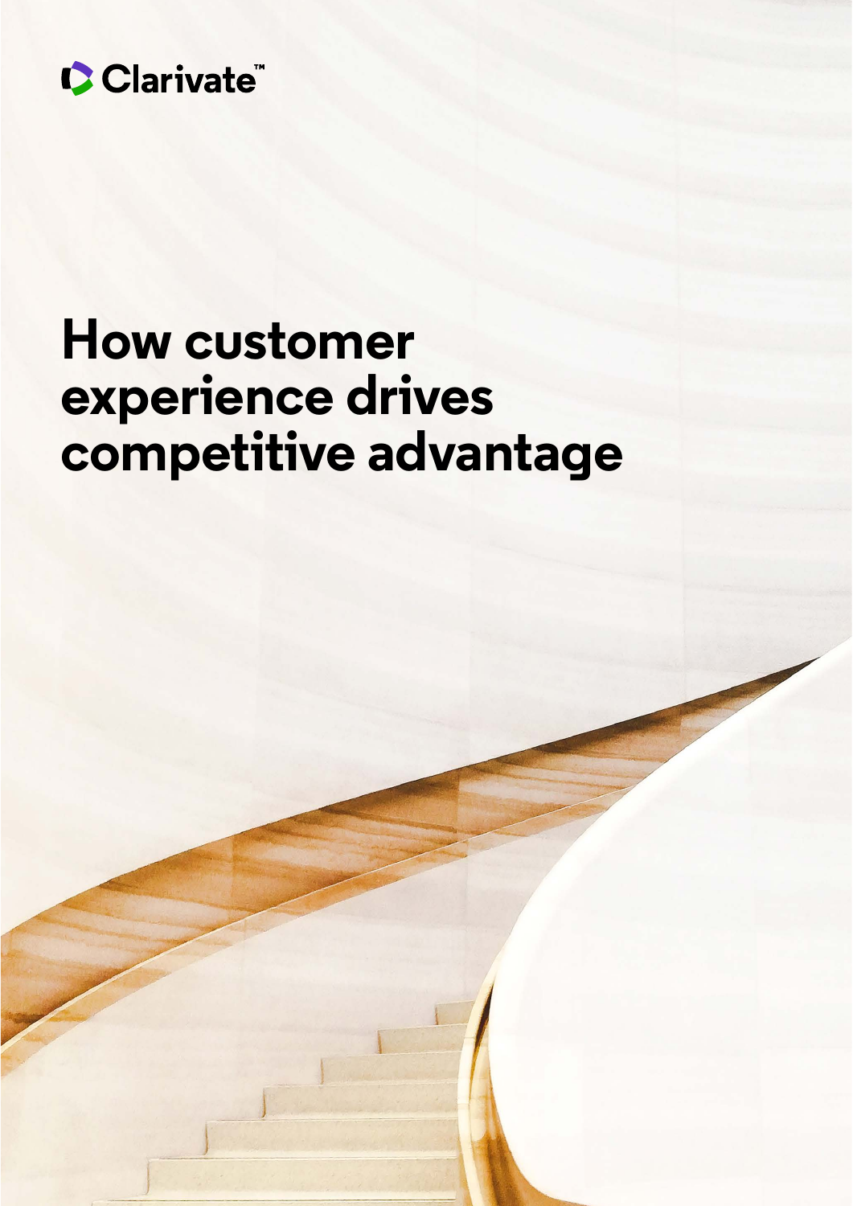Clarivate™

# How customer experience drives competitive advantage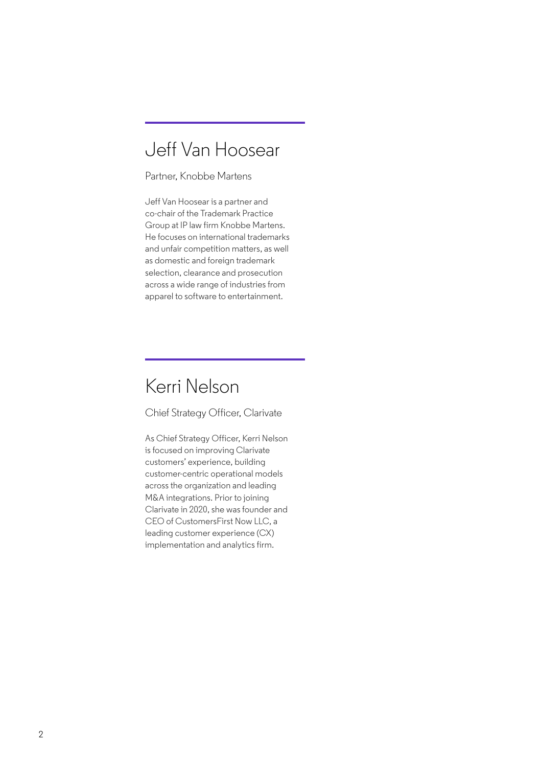## Jeff Van Hoosear

Partner, Knobbe Martens

Jeff Van Hoosear is a partner and co-chair of the Trademark Practice Group at IP law firm Knobbe Martens. He focuses on international trademarks and unfair competition matters, as well as domestic and foreign trademark selection, clearance and prosecution across a wide range of industries from apparel to software to entertainment.

## Kerri Nelson

Chief Strategy Officer, Clarivate

As Chief Strategy Officer, Kerri Nelson is focused on improving Clarivate customers' experience, building customer-centric operational models across the organization and leading M&A integrations. Prior to joining Clarivate in 2020, she was founder and CEO of CustomersFirst Now LLC, a leading customer experience (CX) implementation and analytics firm.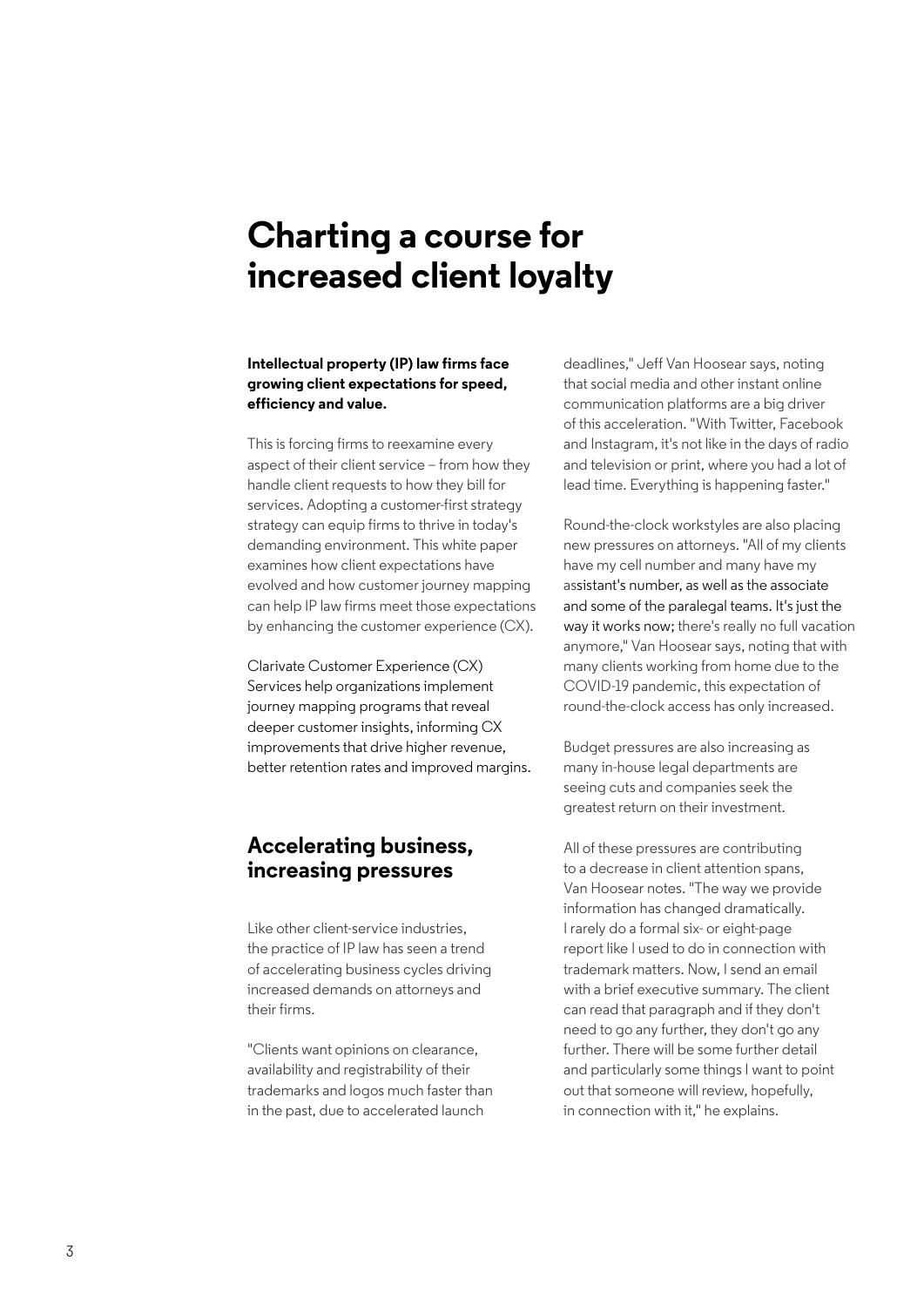# Charting a course for increased client loyalty

**Intellectual property (IP) law firms face growing client expectations for speed, efficiency and value.**

This is forcing firms to reexamine every aspect of their client service – from how they handle client requests to how they bill for services. Adopting a customer-first strategy strategy can equip firms to thrive in today's demanding environment. This white paper examines how client expectations have evolved and how customer journey mapping can help IP law firms meet those expectations by enhancing the customer experience (CX).

Clarivate Customer Experience (CX) Services help organizations implement journey mapping programs that reveal deeper customer insights, informing CX improvements that drive higher revenue, better retention rates and improved margins.

## Accelerating business, increasing pressures

Like other client-service industries, the practice of IP law has seen a trend of accelerating business cycles driving increased demands on attorneys and their firms.

"Clients want opinions on clearance, availability and registrability of their trademarks and logos much faster than in the past, due to accelerated launch deadlines," Jeff Van Hoosear says, noting that social media and other instant online communication platforms are a big driver of this acceleration. "With Twitter, Facebook and Instagram, it's not like in the days of radio and television or print, where you had a lot of lead time. Everything is happening faster."

Round-the-clock workstyles are also placing new pressures on attorneys. "All of my clients have my cell number and many have my assistant's number, as well as the associate and some of the paralegal teams. It's just the way it works now; there's really no full vacation anymore," Van Hoosear says, noting that with many clients working from home due to the COVID-19 pandemic, this expectation of round-the-clock access has only increased.

Budget pressures are also increasing as many in-house legal departments are seeing cuts and companies seek the greatest return on their investment.

All of these pressures are contributing to a decrease in client attention spans, Van Hoosear notes. "The way we provide information has changed dramatically. I rarely do a formal six- or eight-page report like I used to do in connection with trademark matters. Now, I send an email with a brief executive summary. The client can read that paragraph and if they don't need to go any further, they don't go any further. There will be some further detail and particularly some things I want to point out that someone will review, hopefully, in connection with it," he explains.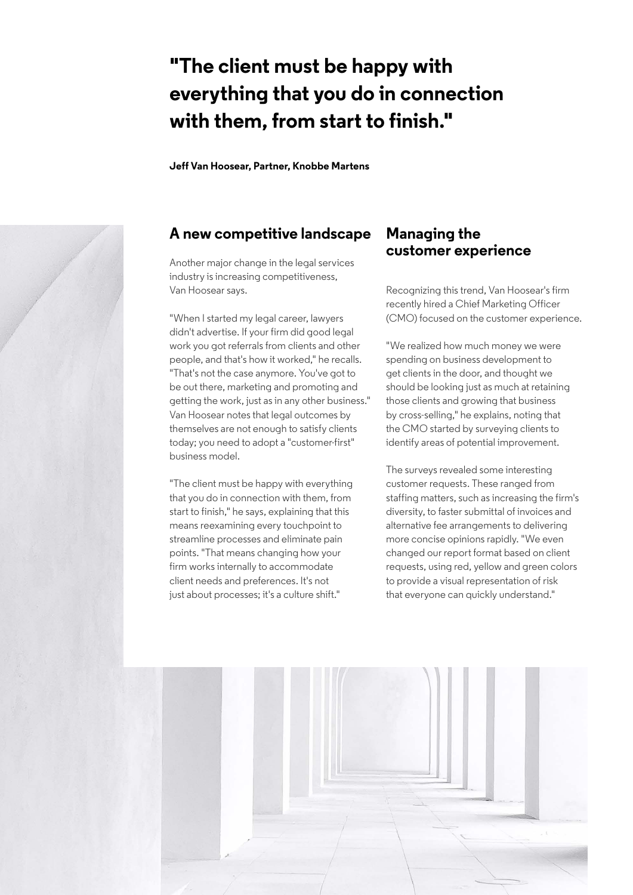**"The client must be happy with everything that you do in connection with them, from start to finish."**

**Jeff Van Hoosear, Partner, Knobbe Martens**

## A new competitive landscape

Another major change in the legal services industry is increasing competitiveness, Van Hoosear says.

"When I started my legal career, lawyers didn't advertise. If your firm did good legal work you got referrals from clients and other people, and that's how it worked," he recalls. "That's not the case anymore. You've got to be out there, marketing and promoting and getting the work, just as in any other business." Van Hoosear notes that legal outcomes by themselves are not enough to satisfy clients today; you need to adopt a "customer-first" business model.

"The client must be happy with everything that you do in connection with them, from start to finish," he says, explaining that this means reexamining every touchpoint to streamline processes and eliminate pain points. "That means changing how your firm works internally to accommodate client needs and preferences. It's not just about processes; it's a culture shift."

## Managing the customer experience

Recognizing this trend, Van Hoosear's firm recently hired a Chief Marketing Officer (CMO) focused on the customer experience.

"We realized how much money we were spending on business development to get clients in the door, and thought we should be looking just as much at retaining those clients and growing that business by cross-selling," he explains, noting that the CMO started by surveying clients to identify areas of potential improvement.

The surveys revealed some interesting customer requests. These ranged from staffing matters, such as increasing the firm's diversity, to faster submittal of invoices and alternative fee arrangements to delivering more concise opinions rapidly. "We even changed our report format based on client requests, using red, yellow and green colors to provide a visual representation of risk that everyone can quickly understand."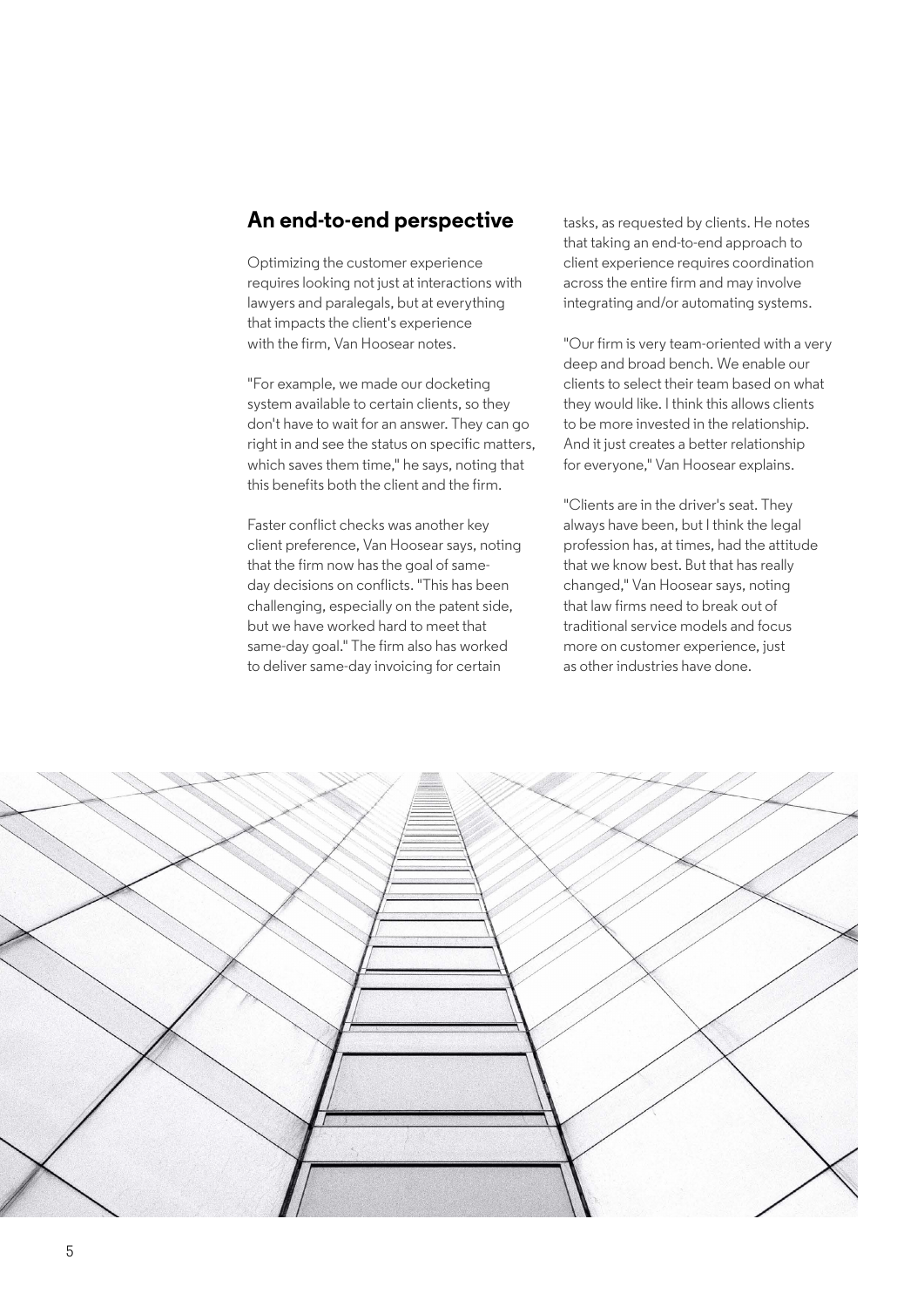## An end-to-end perspective

Optimizing the customer experience requires looking not just at interactions with lawyers and paralegals, but at everything that impacts the client's experience with the firm, Van Hoosear notes.

"For example, we made our docketing system available to certain clients, so they don't have to wait for an answer. They can go right in and see the status on specific matters, which saves them time," he says, noting that this benefits both the client and the firm.

Faster conflict checks was another key client preference, Van Hoosear says, noting that the firm now has the goal of same-day decisions on conflicts. "This has been challenging, especially on the patent side, but we have worked hard to meet that same-day goal." The firm also has worked to deliver same-day invoicing for certain tasks, as requested by clients. He notes that taking an end-to-end approach to client experience requires coordination across the entire firm and may involve integrating and/or automating systems.

"Our firm is very team-oriented with a very deep and broad bench. We enable our clients to select their team based on what they would like. I think this allows clients to be more invested in the relationship. And it just creates a better relationship for everyone," Van Hoosear explains.

"Clients are in the driver's seat. They always have been, but I think the legal profession has, at times, had the attitude that we know best. But that has really changed," Van Hoosear says, noting that law firms need to break out of traditional service models and focus more on customer experience, just as other industries have done.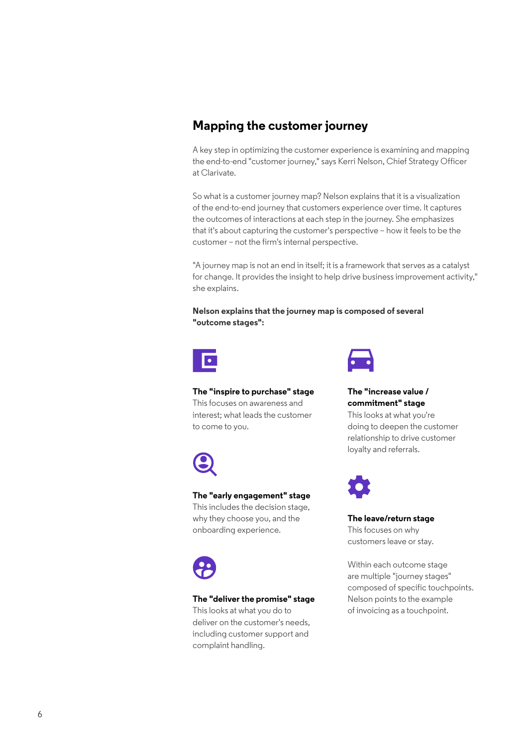## Mapping the customer journey

A key step in optimizing the customer experience is examining and mapping the end-to-end "customer journey," says Kerri Nelson, Chief Strategy Officer at Clarivate.

So what is a customer journey map? Nelson explains that it is a visualization of the end-to-end journey that customers experience over time. It captures the outcomes of interactions at each step in the journey. She emphasizes that it's about capturing the customer's perspective – how it feels to be the customer – not the firm's internal perspective.

"A journey map is not an end in itself; it is a framework that serves as a catalyst for change. It provides the insight to help drive business improvement activity," she explains.

**Nelson explains that the journey map is composed of several "outcome stages":**

**The "inspire to purchase" stage**
This focuses on awareness and interest; what leads the customer to come to you.

**The "early engagement" stage**
This includes the decision stage, why they choose you, and the onboarding experience.

**The "deliver the promise" stage**
This looks at what you do to deliver on the customer's needs, including customer support and complaint handling.

**The "increase value / commitment" stage**
This looks at what you're doing to deepen the customer relationship to drive customer loyalty and referrals.

**The leave/return stage**
This focuses on why customers leave or stay.

Within each outcome stage are multiple "journey stages" composed of specific touchpoints. Nelson points to the example of invoicing as a touchpoint.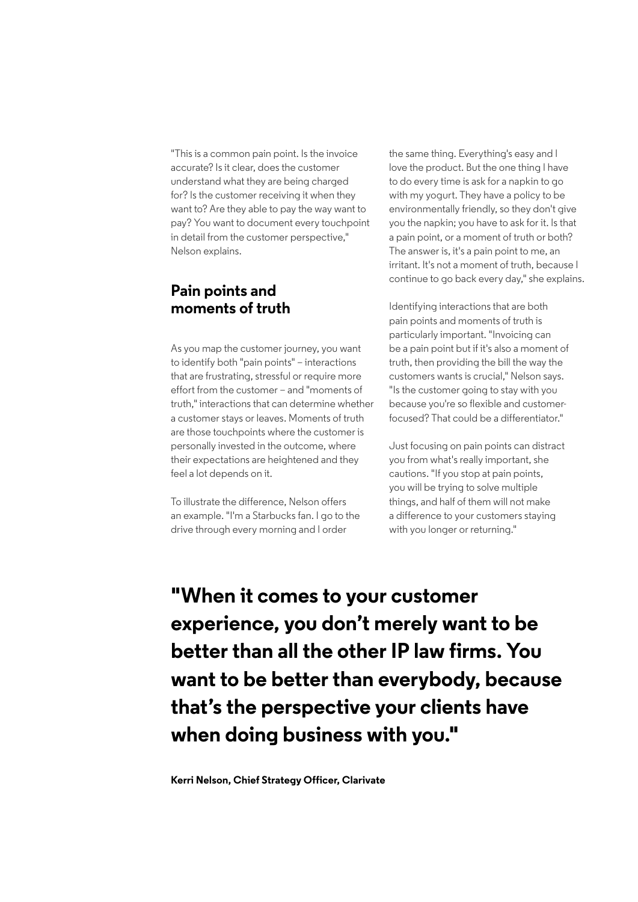"This is a common pain point. Is the invoice accurate? Is it clear, does the customer understand what they are being charged for? Is the customer receiving it when they want to? Are they able to pay the way want to pay? You want to document every touchpoint in detail from the customer perspective," Nelson explains.

## Pain points and moments of truth

As you map the customer journey, you want to identify both "pain points" – interactions that are frustrating, stressful or require more effort from the customer – and "moments of truth," interactions that can determine whether a customer stays or leaves. Moments of truth are those touchpoints where the customer is personally invested in the outcome, where their expectations are heightened and they feel a lot depends on it.

To illustrate the difference, Nelson offers an example. "I'm a Starbucks fan. I go to the drive through every morning and I order the same thing. Everything's easy and I love the product. But the one thing I have to do every time is ask for a napkin to go with my yogurt. They have a policy to be environmentally friendly, so they don't give you the napkin; you have to ask for it. Is that a pain point, or a moment of truth or both? The answer is, it's a pain point to me, an irritant. It's not a moment of truth, because I continue to go back every day," she explains.

Identifying interactions that are both pain points and moments of truth is particularly important. "Invoicing can be a pain point but if it's also a moment of truth, then providing the bill the way the customers wants is crucial," Nelson says. "Is the customer going to stay with you because you're so flexible and customer-focused? That could be a differentiator."

Just focusing on pain points can distract you from what's really important, she cautions. "If you stop at pain points, you will be trying to solve multiple things, and half of them will not make a difference to your customers staying with you longer or returning."

**"When it comes to your customer experience, you don't merely want to be better than all the other IP law firms. You want to be better than everybody, because that's the perspective your clients have when doing business with you."**

**Kerri Nelson, Chief Strategy Officer, Clarivate**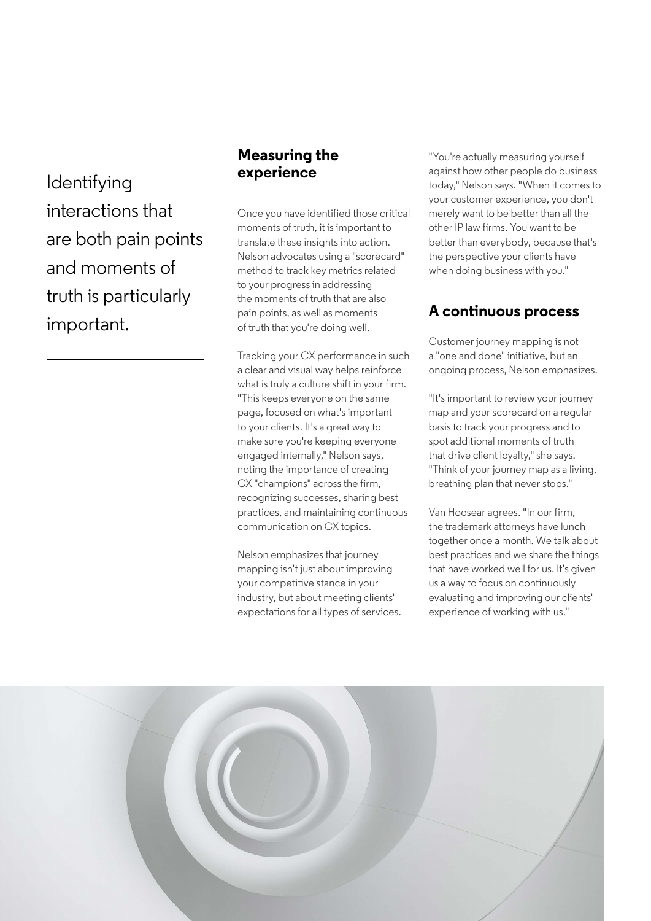Identifying interactions that are both pain points and moments of truth is particularly important.

## Measuring the experience

Once you have identified those critical moments of truth, it is important to translate these insights into action. Nelson advocates using a "scorecard" method to track key metrics related to your progress in addressing the moments of truth that are also pain points, as well as moments of truth that you're doing well.

Tracking your CX performance in such a clear and visual way helps reinforce what is truly a culture shift in your firm. "This keeps everyone on the same page, focused on what's important to your clients. It's a great way to make sure you're keeping everyone engaged internally," Nelson says, noting the importance of creating CX "champions" across the firm, recognizing successes, sharing best practices, and maintaining continuous communication on CX topics.

Nelson emphasizes that journey mapping isn't just about improving your competitive stance in your industry, but about meeting clients' expectations for all types of services.

"You're actually measuring yourself against how other people do business today," Nelson says. "When it comes to your customer experience, you don't merely want to be better than all the other IP law firms. You want to be better than everybody, because that's the perspective your clients have when doing business with you."

## A continuous process

Customer journey mapping is not a "one and done" initiative, but an ongoing process, Nelson emphasizes.

"It's important to review your journey map and your scorecard on a regular basis to track your progress and to spot additional moments of truth that drive client loyalty," she says. "Think of your journey map as a living, breathing plan that never stops."

Van Hoosear agrees. "In our firm, the trademark attorneys have lunch together once a month. We talk about best practices and we share the things that have worked well for us. It's given us a way to focus on continuously evaluating and improving our clients' experience of working with us."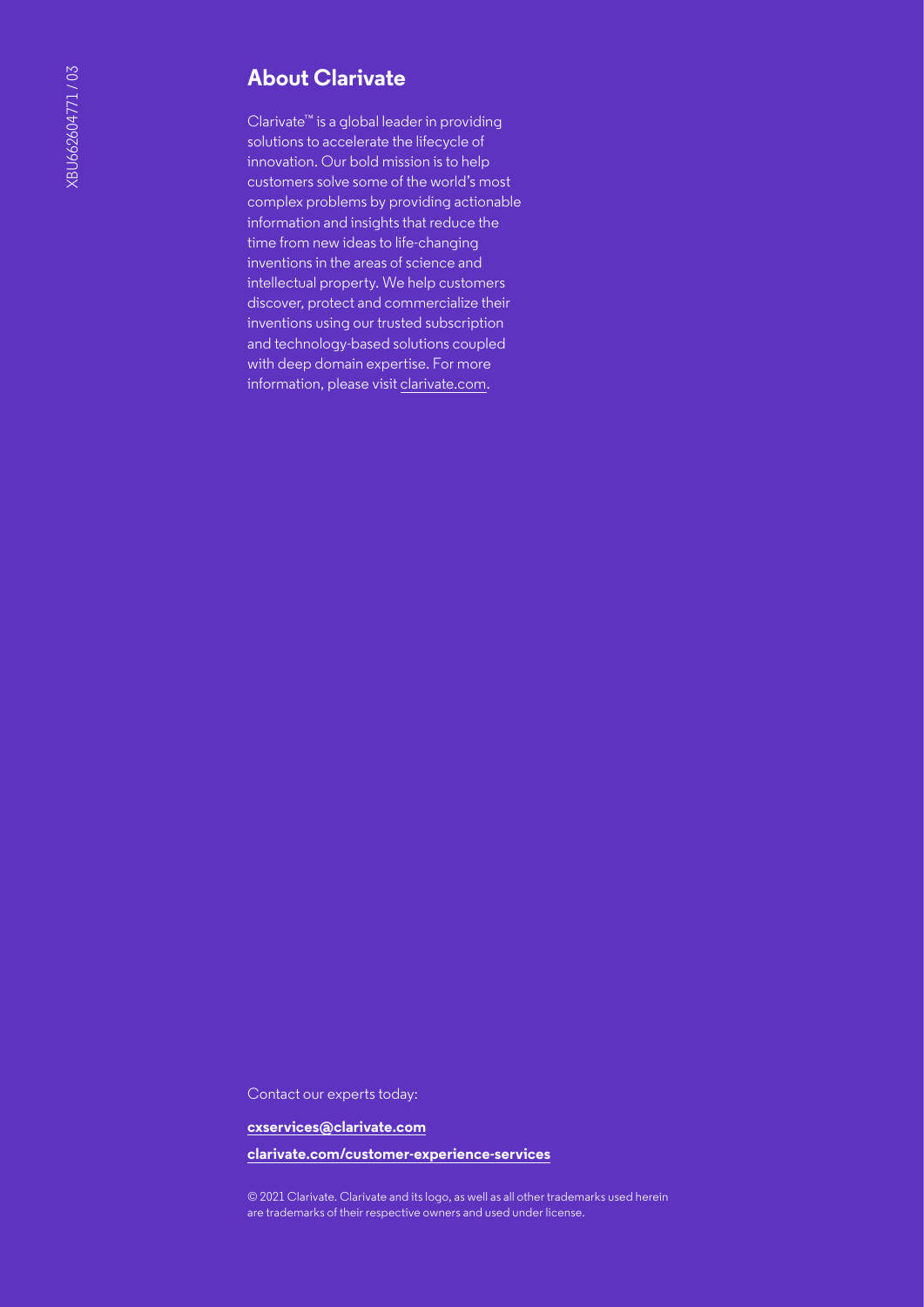## About Clarivate

Clarivate™ is a global leader in providing solutions to accelerate the lifecycle of innovation. Our bold mission is to help customers solve some of the world's most complex problems by providing actionable information and insights that reduce the time from new ideas to life-changing inventions in the areas of science and intellectual property. We help customers discover, protect and commercialize their inventions using our trusted subscription and technology-based solutions coupled with deep domain expertise. For more information, please visit clarivate.com.

Contact our experts today:

**cxservices@clarivate.com**

**clarivate.com/customer-experience-services**

© 2021 Clarivate. Clarivate and its logo, as well as all other trademarks used herein are trademarks of their respective owners and used under license.

XBU662604771 / 03